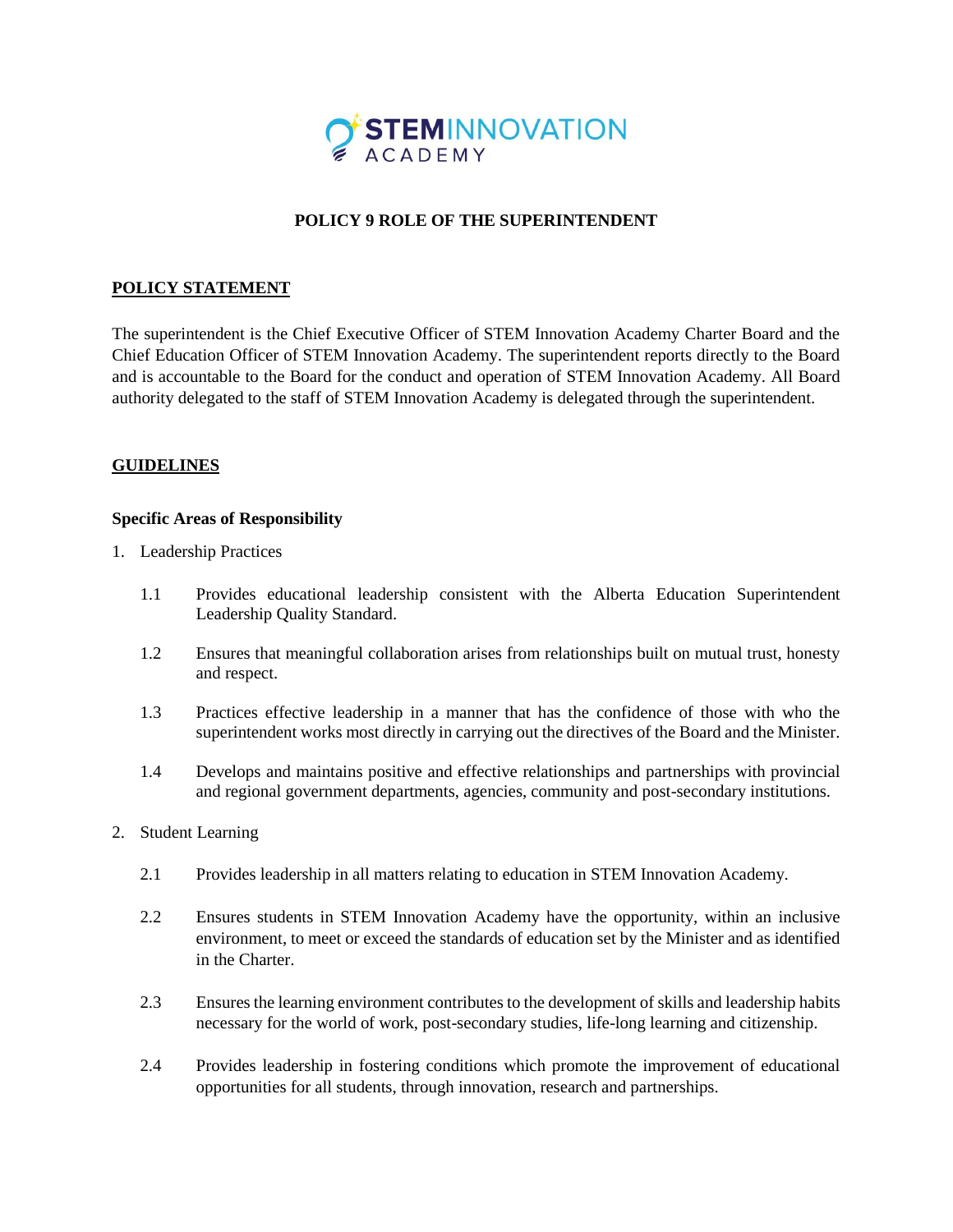# POLICY 9 ROLE OF THE SUPERINTENDENT

## POLICY STATEMENT

The superintendent is the Chief Executive Officer of STEM Innovation Academy Charter Board and the Chief Education Officer of STEM Innovation Academy. The superintendent reports directly to the Board and is accountable to the Board for the conduct and operation of STEM Innovation Academy. All Board authority delegated to the staff of STEM Innovation Academy is delegated through the superintendent.

## GUIDELINES

### Specific Areas of Responsibility

1. Leadership Practices

   1.1 Provides educational leadership consistent with the Alberta Education Superintendent Leadership Quality Standard.

   1.2 Ensures that meaningful collaboration arises from relationships built on mutual trust, honesty and respect.

   1.3 Practices effective leadership in a manner that has the confidence of those with who the superintendent works most directly in carrying out the directives of the Board and the Minister.

   1.4 Develops and maintains positive and effective relationships and partnerships with provincial and regional government departments, agencies, community and post-secondary institutions.

2. Student Learning

   2.1 Provides leadership in all matters relating to education in STEM Innovation Academy.

   2.2 Ensures students in STEM Innovation Academy have the opportunity, within an inclusive environment, to meet or exceed the standards of education set by the Minister and as identified in the Charter.

   2.3 Ensures the learning environment contributes to the development of skills and leadership habits necessary for the world of work, post-secondary studies, life-long learning and citizenship.

   2.4 Provides leadership in fostering conditions which promote the improvement of educational opportunities for all students, through innovation, research and partnerships.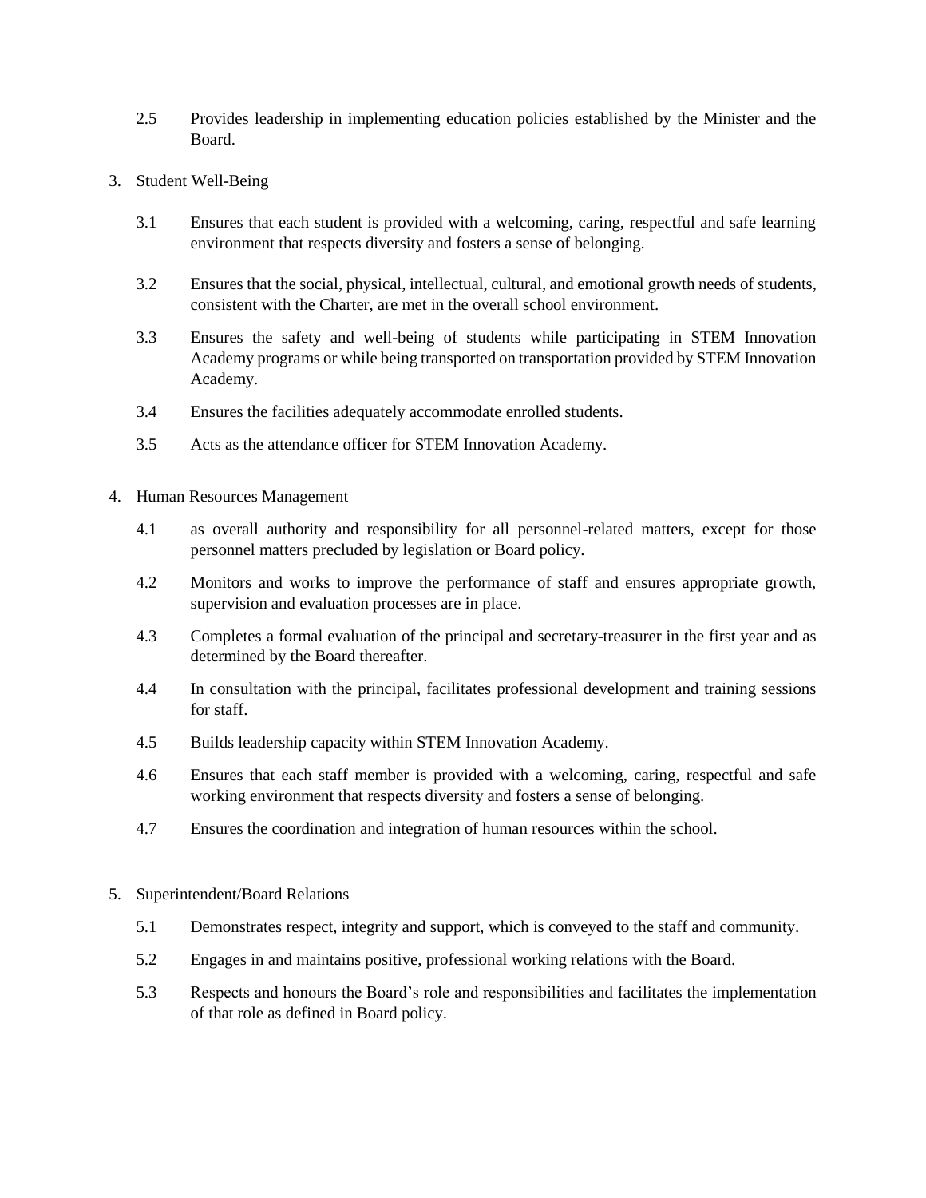2.5 Provides leadership in implementing education policies established by the Minister and the Board.

3. Student Well-Being

   3.1 Ensures that each student is provided with a welcoming, caring, respectful and safe learning environment that respects diversity and fosters a sense of belonging.

   3.2 Ensures that the social, physical, intellectual, cultural, and emotional growth needs of students, consistent with the Charter, are met in the overall school environment.

   3.3 Ensures the safety and well-being of students while participating in STEM Innovation Academy programs or while being transported on transportation provided by STEM Innovation Academy.

   3.4 Ensures the facilities adequately accommodate enrolled students.

   3.5 Acts as the attendance officer for STEM Innovation Academy.

4. Human Resources Management

   4.1 as overall authority and responsibility for all personnel-related matters, except for those personnel matters precluded by legislation or Board policy.

   4.2 Monitors and works to improve the performance of staff and ensures appropriate growth, supervision and evaluation processes are in place.

   4.3 Completes a formal evaluation of the principal and secretary-treasurer in the first year and as determined by the Board thereafter.

   4.4 In consultation with the principal, facilitates professional development and training sessions for staff.

   4.5 Builds leadership capacity within STEM Innovation Academy.

   4.6 Ensures that each staff member is provided with a welcoming, caring, respectful and safe working environment that respects diversity and fosters a sense of belonging.

   4.7 Ensures the coordination and integration of human resources within the school.

5. Superintendent/Board Relations

   5.1 Demonstrates respect, integrity and support, which is conveyed to the staff and community.

   5.2 Engages in and maintains positive, professional working relations with the Board.

   5.3 Respects and honours the Board's role and responsibilities and facilitates the implementation of that role as defined in Board policy.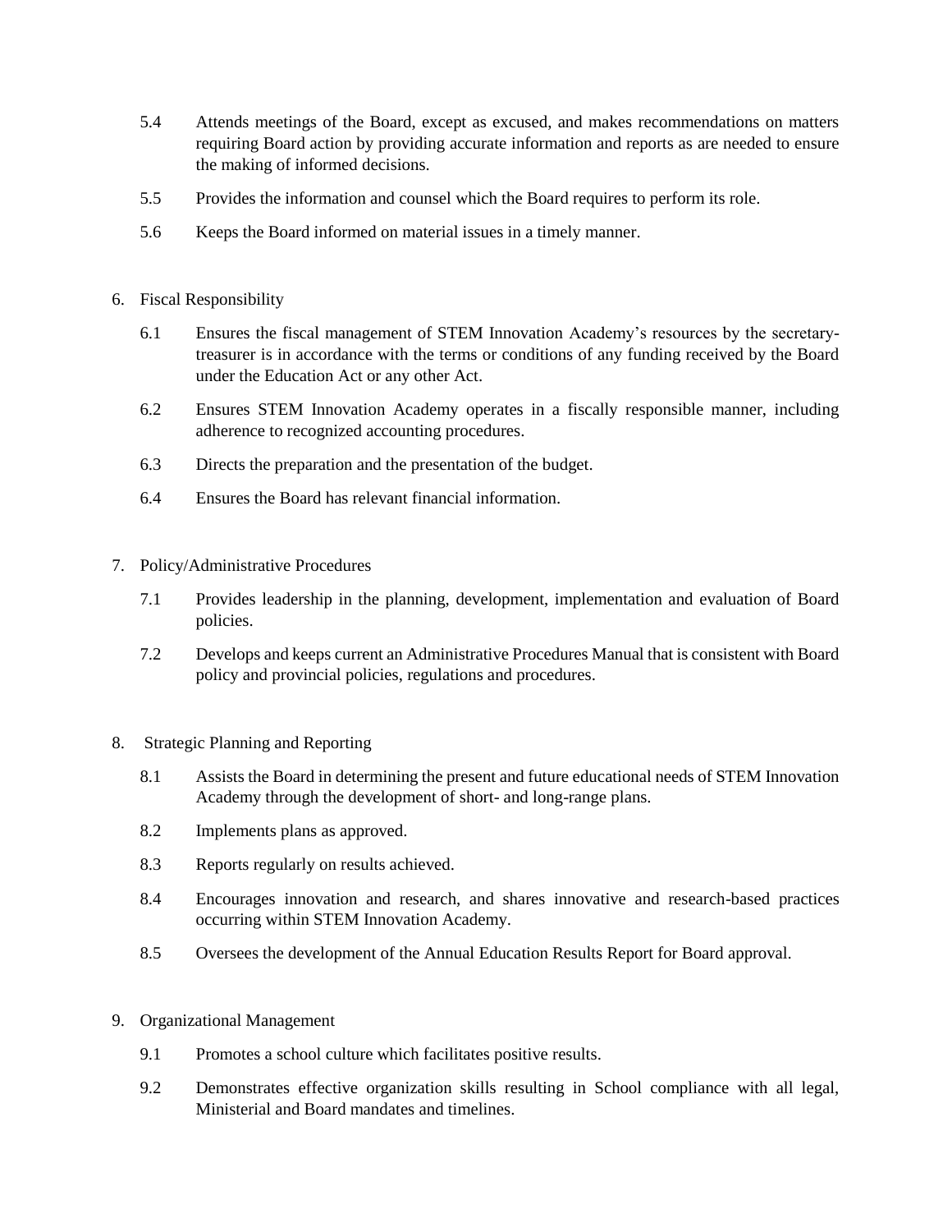5.4 Attends meetings of the Board, except as excused, and makes recommendations on matters requiring Board action by providing accurate information and reports as are needed to ensure the making of informed decisions.

5.5 Provides the information and counsel which the Board requires to perform its role.

5.6 Keeps the Board informed on material issues in a timely manner.

6. Fiscal Responsibility

   6.1 Ensures the fiscal management of STEM Innovation Academy's resources by the secretary-treasurer is in accordance with the terms or conditions of any funding received by the Board under the Education Act or any other Act.

   6.2 Ensures STEM Innovation Academy operates in a fiscally responsible manner, including adherence to recognized accounting procedures.

   6.3 Directs the preparation and the presentation of the budget.

   6.4 Ensures the Board has relevant financial information.

7. Policy/Administrative Procedures

   7.1 Provides leadership in the planning, development, implementation and evaluation of Board policies.

   7.2 Develops and keeps current an Administrative Procedures Manual that is consistent with Board policy and provincial policies, regulations and procedures.

8. Strategic Planning and Reporting

   8.1 Assists the Board in determining the present and future educational needs of STEM Innovation Academy through the development of short- and long-range plans.

   8.2 Implements plans as approved.

   8.3 Reports regularly on results achieved.

   8.4 Encourages innovation and research, and shares innovative and research-based practices occurring within STEM Innovation Academy.

   8.5 Oversees the development of the Annual Education Results Report for Board approval.

9. Organizational Management

   9.1 Promotes a school culture which facilitates positive results.

   9.2 Demonstrates effective organization skills resulting in School compliance with all legal, Ministerial and Board mandates and timelines.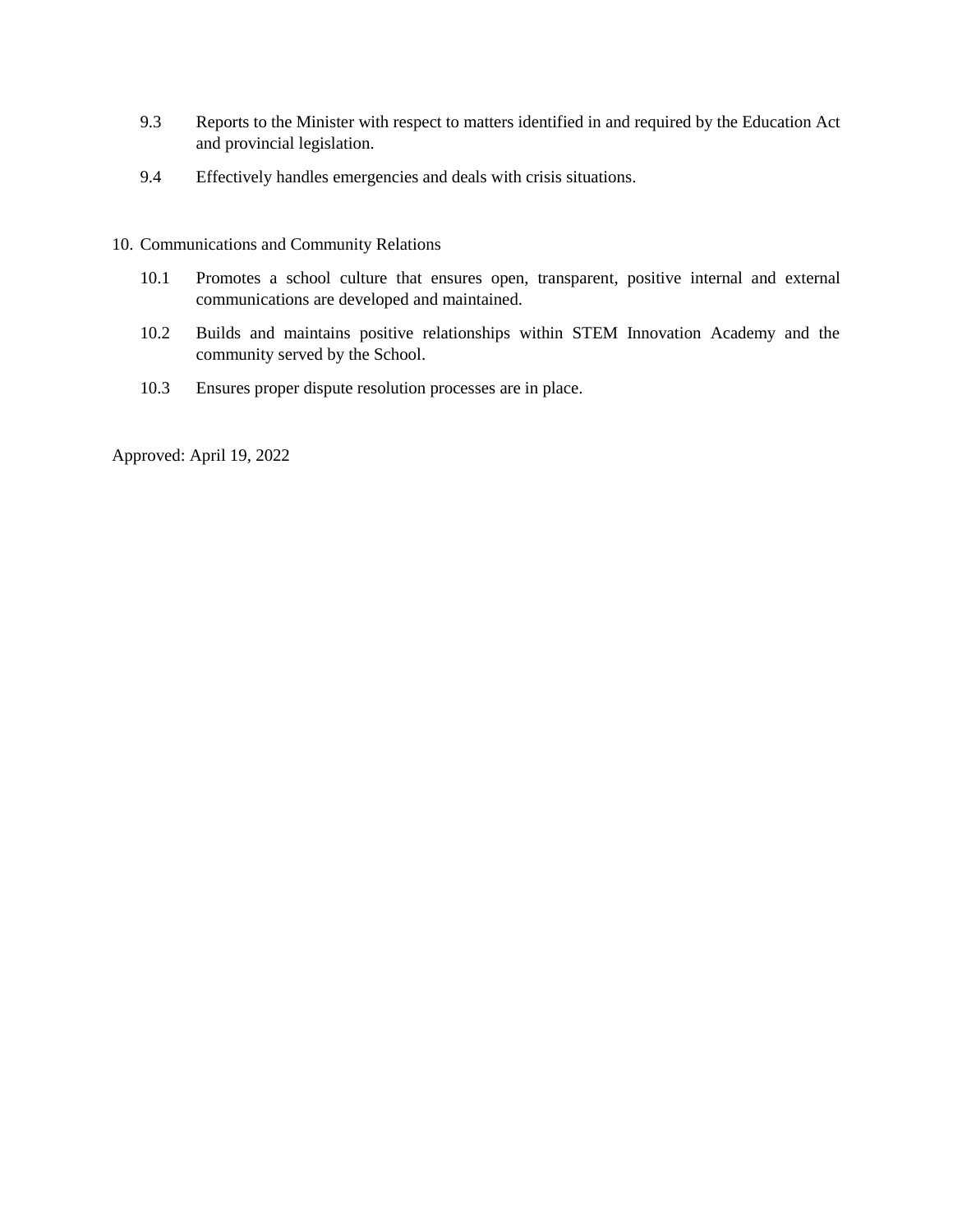9.3 Reports to the Minister with respect to matters identified in and required by the Education Act and provincial legislation.

9.4 Effectively handles emergencies and deals with crisis situations.

10. Communications and Community Relations

10.1 Promotes a school culture that ensures open, transparent, positive internal and external communications are developed and maintained.

10.2 Builds and maintains positive relationships within STEM Innovation Academy and the community served by the School.

10.3 Ensures proper dispute resolution processes are in place.

Approved: April 19, 2022